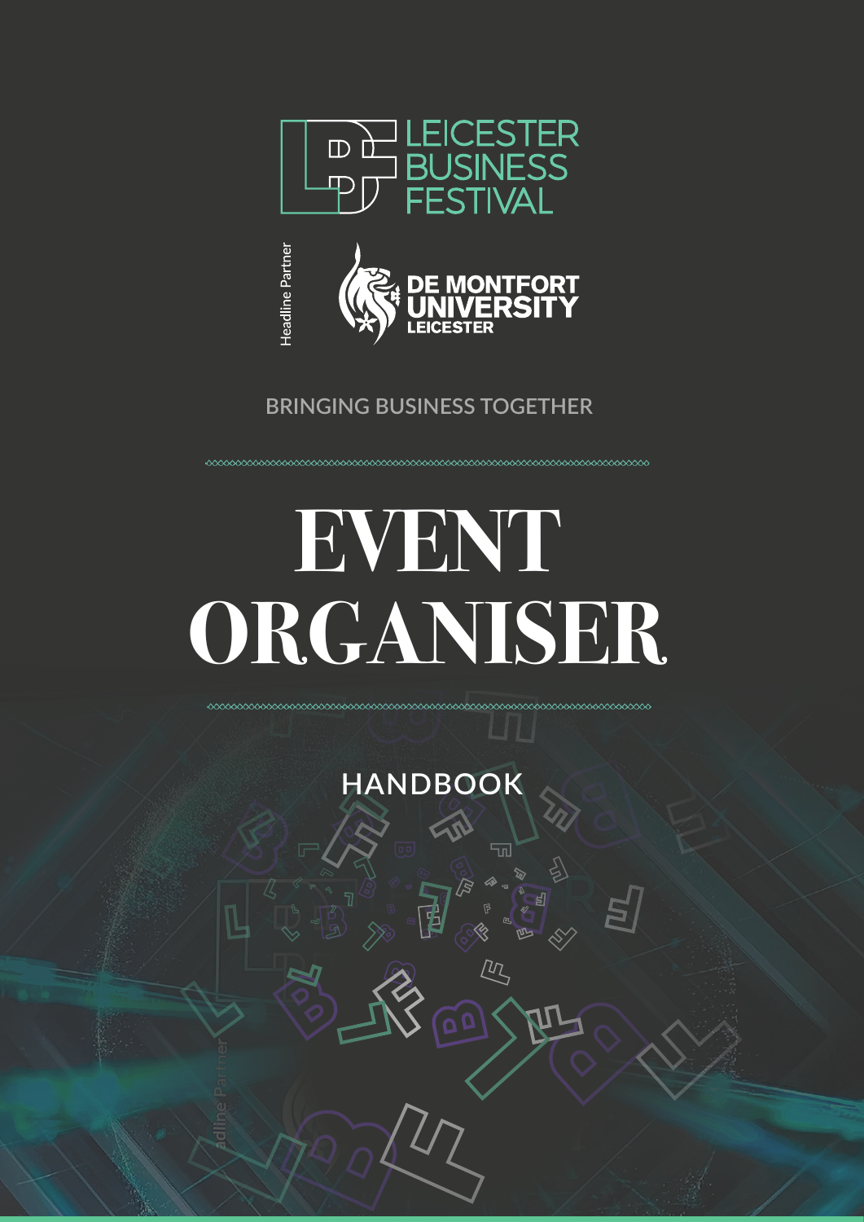LEICESTER BUSINESS FESTIVAL

Headline Partner

DE MONTFORT UNIVERSITY LEICESTER

BRINGING BUSINESS TOGETHER

# EVENT ORGANISER

## HANDBOOK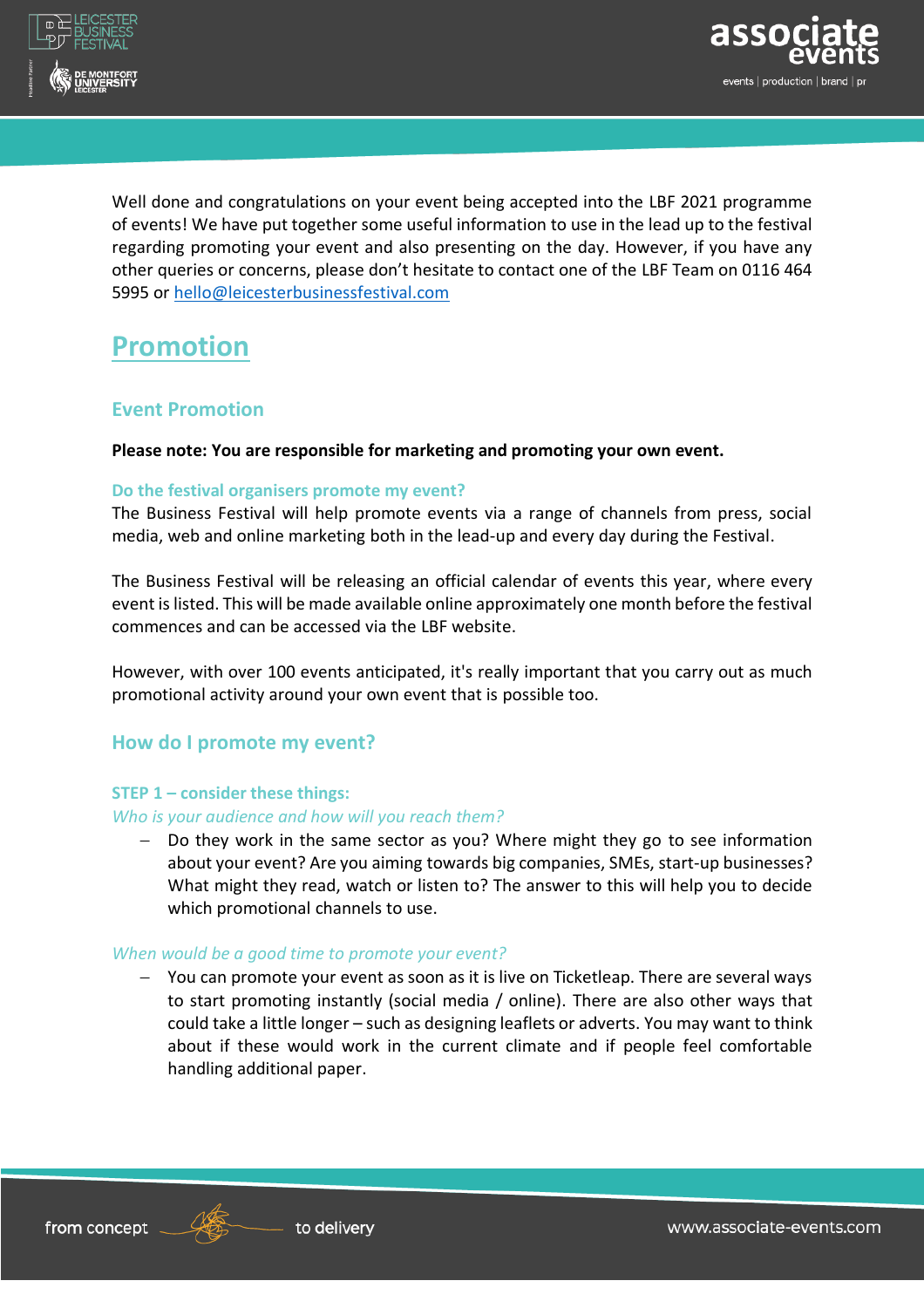Well done and congratulations on your event being accepted into the LBF 2021 programme of events! We have put together some useful information to use in the lead up to the festival regarding promoting your event and also presenting on the day. However, if you have any other queries or concerns, please don't hesitate to contact one of the LBF Team on 0116 464 5995 or [hello@leicesterbusinessfestival.com](mailto:hello@leicesterbusinessfestival.com)

# Promotion

## Event Promotion

**Please note: You are responsible for marketing and promoting your own event.**

### Do the festival organisers promote my event?

The Business Festival will help promote events via a range of channels from press, social media, web and online marketing both in the lead-up and every day during the Festival.

The Business Festival will be releasing an official calendar of events this year, where every event is listed. This will be made available online approximately one month before the festival commences and can be accessed via the LBF website.

However, with over 100 events anticipated, it's really important that you carry out as much promotional activity around your own event that is possible too.

## How do I promote my event?

### STEP 1 – consider these things:

*Who is your audience and how will you reach them?*

- Do they work in the same sector as you? Where might they go to see information about your event? Are you aiming towards big companies, SMEs, start-up businesses? What might they read, watch or listen to? The answer to this will help you to decide which promotional channels to use.

*When would be a good time to promote your event?*

- You can promote your event as soon as it is live on Ticketleap. There are several ways to start promoting instantly (social media / online). There are also other ways that could take a little longer – such as designing leaflets or adverts. You may want to think about if these would work in the current climate and if people feel comfortable handling additional paper.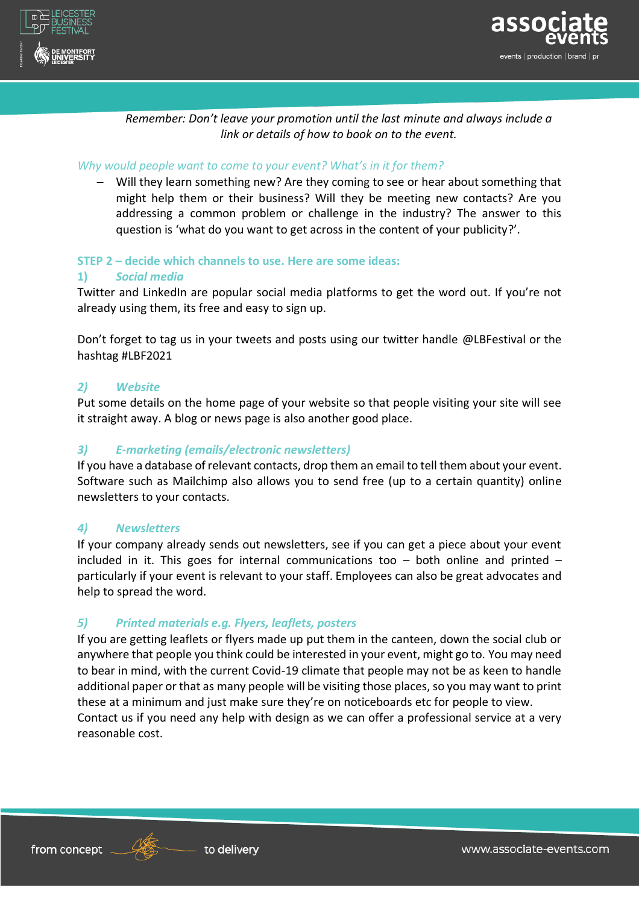*Remember: Don't leave your promotion until the last minute and always include a link or details of how to book on to the event.*

*Why would people want to come to your event? What's in it for them?*

- Will they learn something new? Are they coming to see or hear about something that might help them or their business? Will they be meeting new contacts? Are you addressing a common problem or challenge in the industry? The answer to this question is 'what do you want to get across in the content of your publicity?'.

**STEP 2 – decide which channels to use. Here are some ideas:**

### 1) *Social media*

Twitter and LinkedIn are popular social media platforms to get the word out. If you're not already using them, its free and easy to sign up.

Don't forget to tag us in your tweets and posts using our twitter handle @LBFestival or the hashtag #LBF2021

### *2) Website*

Put some details on the home page of your website so that people visiting your site will see it straight away. A blog or news page is also another good place.

### *3) E-marketing (emails/electronic newsletters)*

If you have a database of relevant contacts, drop them an email to tell them about your event. Software such as Mailchimp also allows you to send free (up to a certain quantity) online newsletters to your contacts.

### *4) Newsletters*

If your company already sends out newsletters, see if you can get a piece about your event included in it. This goes for internal communications too – both online and printed – particularly if your event is relevant to your staff. Employees can also be great advocates and help to spread the word.

### *5) Printed materials e.g. Flyers, leaflets, posters*

If you are getting leaflets or flyers made up put them in the canteen, down the social club or anywhere that people you think could be interested in your event, might go to. You may need to bear in mind, with the current Covid-19 climate that people may not be as keen to handle additional paper or that as many people will be visiting those places, so you may want to print these at a minimum and just make sure they're on noticeboards etc for people to view.
Contact us if you need any help with design as we can offer a professional service at a very reasonable cost.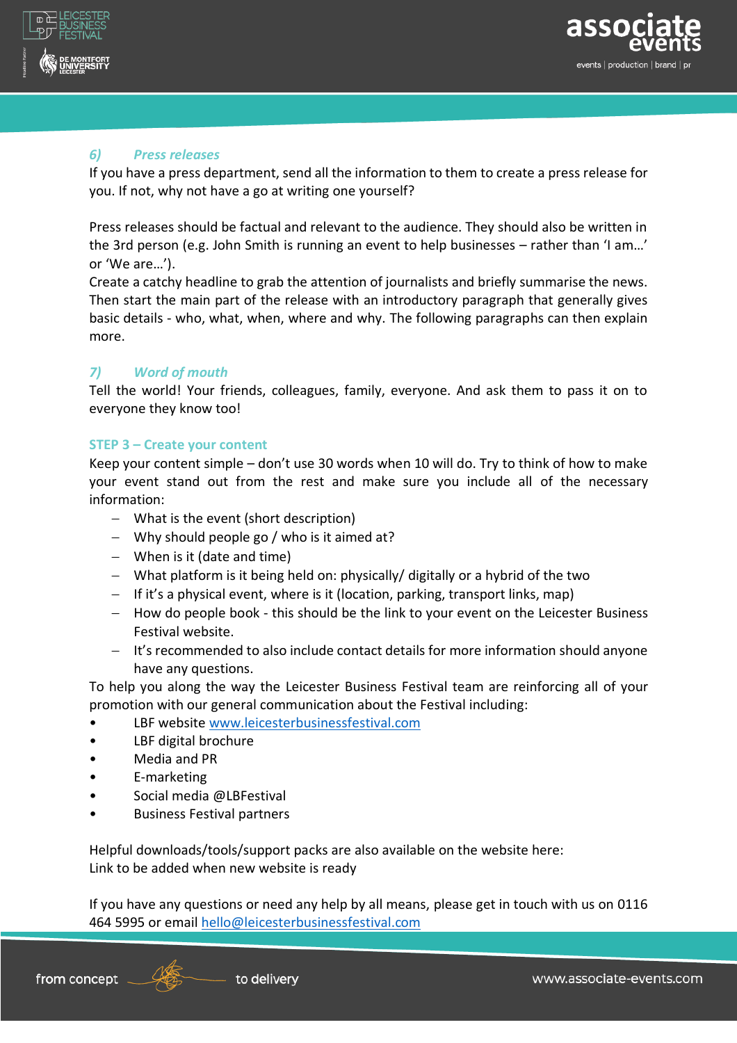### *6) Press releases*

If you have a press department, send all the information to them to create a press release for you. If not, why not have a go at writing one yourself?

Press releases should be factual and relevant to the audience. They should also be written in the 3rd person (e.g. John Smith is running an event to help businesses – rather than 'I am…' or 'We are…').

Create a catchy headline to grab the attention of journalists and briefly summarise the news. Then start the main part of the release with an introductory paragraph that generally gives basic details - who, what, when, where and why. The following paragraphs can then explain more.

### *7) Word of mouth*

Tell the world! Your friends, colleagues, family, everyone. And ask them to pass it on to everyone they know too!

## STEP 3 – Create your content

Keep your content simple – don't use 30 words when 10 will do. Try to think of how to make your event stand out from the rest and make sure you include all of the necessary information:

- What is the event (short description)
- Why should people go / who is it aimed at?
- When is it (date and time)
- What platform is it being held on: physically/ digitally or a hybrid of the two
- If it's a physical event, where is it (location, parking, transport links, map)
- How do people book - this should be the link to your event on the Leicester Business Festival website.
- It's recommended to also include contact details for more information should anyone have any questions.

To help you along the way the Leicester Business Festival team are reinforcing all of your promotion with our general communication about the Festival including:

- LBF website www.leicesterbusinessfestival.com
- LBF digital brochure
- Media and PR
- E-marketing
- Social media @LBFestival
- Business Festival partners

Helpful downloads/tools/support packs are also available on the website here:
Link to be added when new website is ready

If you have any questions or need any help by all means, please get in touch with us on 0116 464 5995 or email hello@leicesterbusinessfestival.com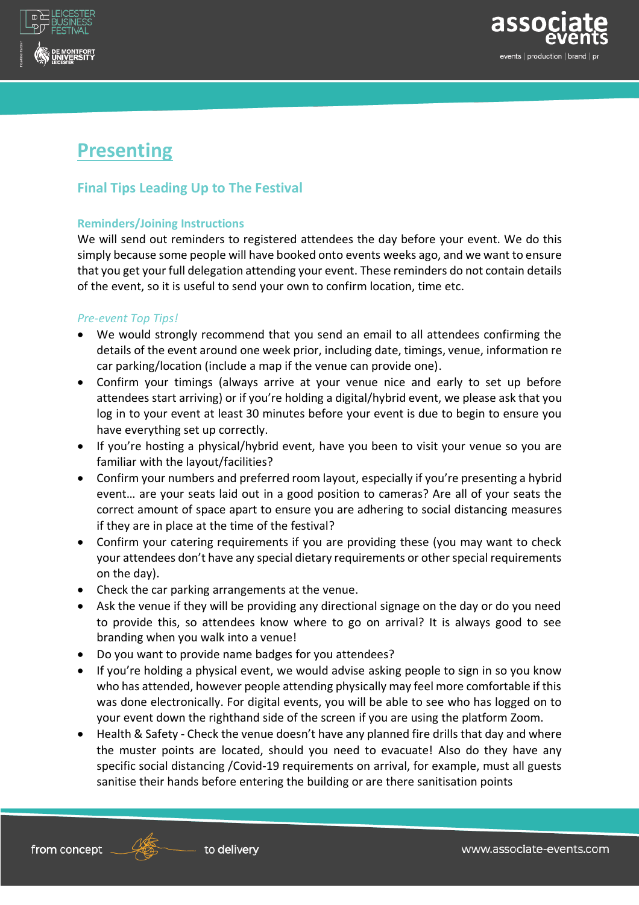# Presenting

## Final Tips Leading Up to The Festival

### Reminders/Joining Instructions

We will send out reminders to registered attendees the day before your event. We do this simply because some people will have booked onto events weeks ago, and we want to ensure that you get your full delegation attending your event. These reminders do not contain details of the event, so it is useful to send your own to confirm location, time etc.

*Pre-event Top Tips!*

- We would strongly recommend that you send an email to all attendees confirming the details of the event around one week prior, including date, timings, venue, information re car parking/location (include a map if the venue can provide one).
- Confirm your timings (always arrive at your venue nice and early to set up before attendees start arriving) or if you're holding a digital/hybrid event, we please ask that you log in to your event at least 30 minutes before your event is due to begin to ensure you have everything set up correctly.
- If you're hosting a physical/hybrid event, have you been to visit your venue so you are familiar with the layout/facilities?
- Confirm your numbers and preferred room layout, especially if you're presenting a hybrid event… are your seats laid out in a good position to cameras? Are all of your seats the correct amount of space apart to ensure you are adhering to social distancing measures if they are in place at the time of the festival?
- Confirm your catering requirements if you are providing these (you may want to check your attendees don't have any special dietary requirements or other special requirements on the day).
- Check the car parking arrangements at the venue.
- Ask the venue if they will be providing any directional signage on the day or do you need to provide this, so attendees know where to go on arrival? It is always good to see branding when you walk into a venue!
- Do you want to provide name badges for you attendees?
- If you're holding a physical event, we would advise asking people to sign in so you know who has attended, however people attending physically may feel more comfortable if this was done electronically. For digital events, you will be able to see who has logged on to your event down the righthand side of the screen if you are using the platform Zoom.
- Health & Safety - Check the venue doesn't have any planned fire drills that day and where the muster points are located, should you need to evacuate! Also do they have any specific social distancing /Covid-19 requirements on arrival, for example, must all guests sanitise their hands before entering the building or are there sanitisation points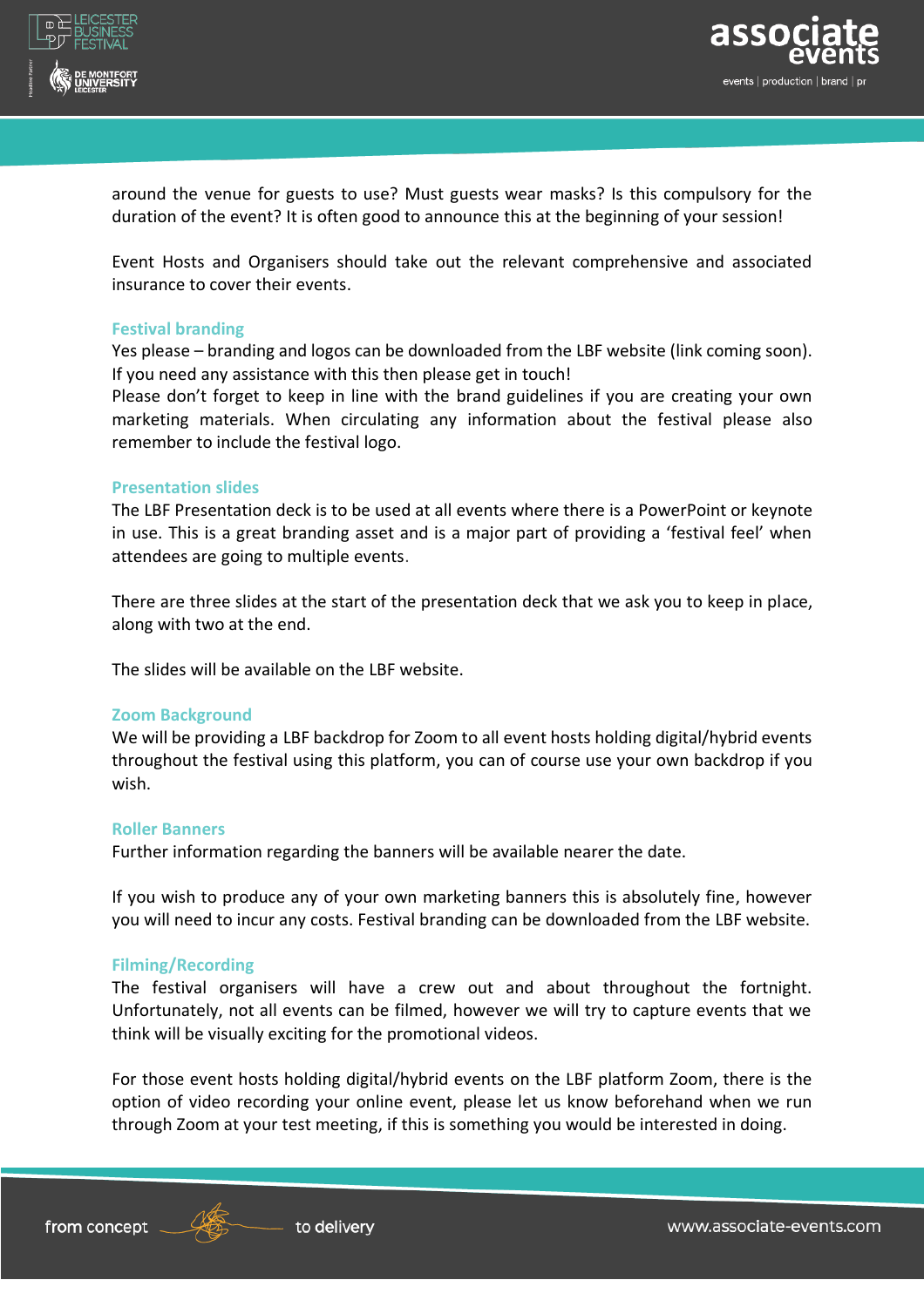around the venue for guests to use? Must guests wear masks? Is this compulsory for the duration of the event? It is often good to announce this at the beginning of your session!

Event Hosts and Organisers should take out the relevant comprehensive and associated insurance to cover their events.

### Festival branding

Yes please – branding and logos can be downloaded from the LBF website (link coming soon). If you need any assistance with this then please get in touch!
Please don't forget to keep in line with the brand guidelines if you are creating your own marketing materials. When circulating any information about the festival please also remember to include the festival logo.

### Presentation slides

The LBF Presentation deck is to be used at all events where there is a PowerPoint or keynote in use. This is a great branding asset and is a major part of providing a 'festival feel' when attendees are going to multiple events.

There are three slides at the start of the presentation deck that we ask you to keep in place, along with two at the end.

The slides will be available on the LBF website.

### Zoom Background

We will be providing a LBF backdrop for Zoom to all event hosts holding digital/hybrid events throughout the festival using this platform, you can of course use your own backdrop if you wish.

### Roller Banners

Further information regarding the banners will be available nearer the date.

If you wish to produce any of your own marketing banners this is absolutely fine, however you will need to incur any costs. Festival branding can be downloaded from the LBF website.

### Filming/Recording

The festival organisers will have a crew out and about throughout the fortnight. Unfortunately, not all events can be filmed, however we will try to capture events that we think will be visually exciting for the promotional videos.

For those event hosts holding digital/hybrid events on the LBF platform Zoom, there is the option of video recording your online event, please let us know beforehand when we run through Zoom at your test meeting, if this is something you would be interested in doing.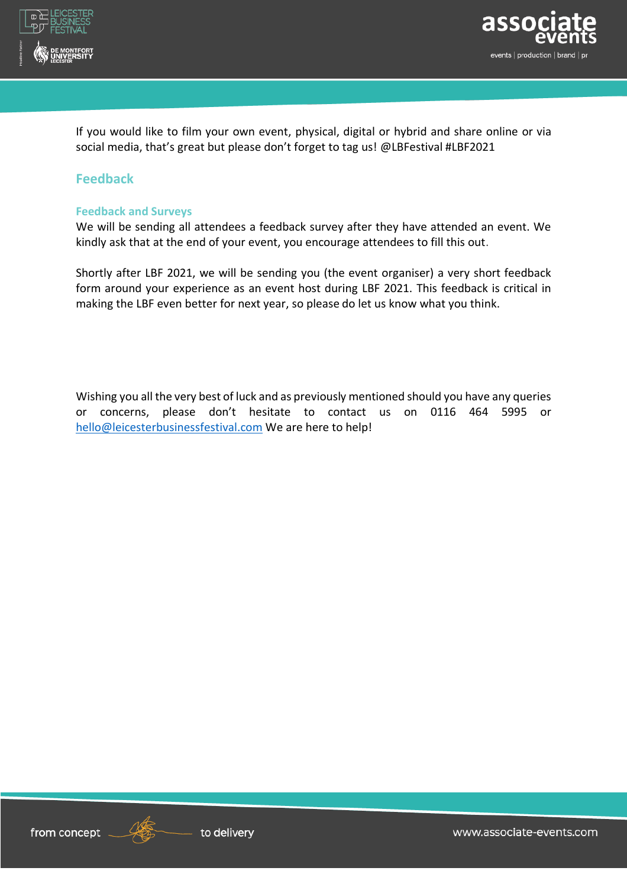If you would like to film your own event, physical, digital or hybrid and share online or via social media, that's great but please don't forget to tag us! @LBFestival #LBF2021

## Feedback

### Feedback and Surveys

We will be sending all attendees a feedback survey after they have attended an event. We kindly ask that at the end of your event, you encourage attendees to fill this out.

Shortly after LBF 2021, we will be sending you (the event organiser) a very short feedback form around your experience as an event host during LBF 2021. This feedback is critical in making the LBF even better for next year, so please do let us know what you think.

Wishing you all the very best of luck and as previously mentioned should you have any queries or concerns, please don't hesitate to contact us on 0116 464 5995 or hello@leicesterbusinessfestival.com We are here to help!